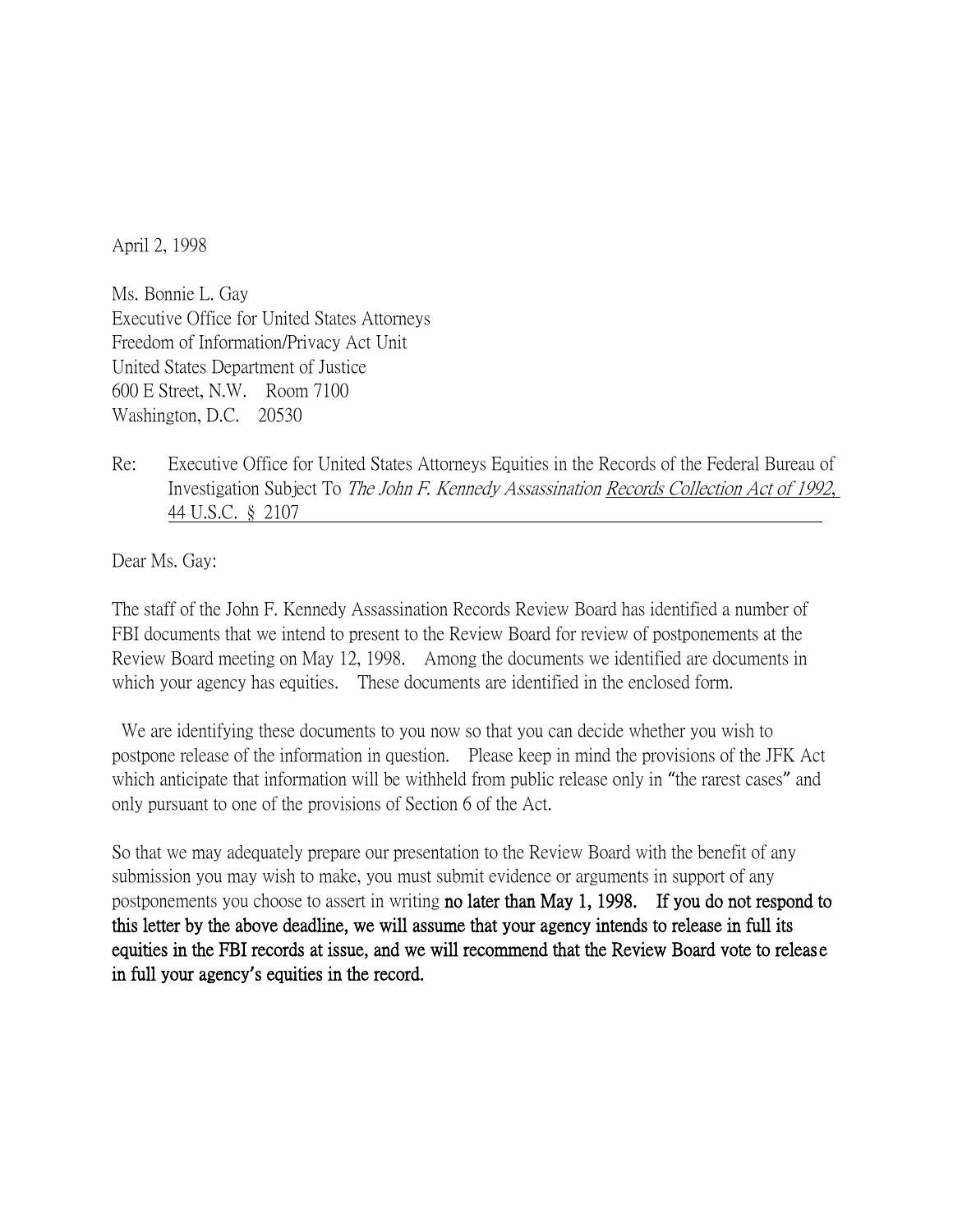April 2, 1998

Ms. Bonnie L. Gay
Executive Office for United States Attorneys
Freedom of Information/Privacy Act Unit
United States Department of Justice
600 E Street, N.W. Room 7100
Washington, D.C. 20530

Re: Executive Office for United States Attorneys Equities in the Records of the Federal Bureau of Investigation Subject To *The John F. Kennedy Assassination Records Collection Act of 1992,* 44 U.S.C. § 2107

Dear Ms. Gay:

The staff of the John F. Kennedy Assassination Records Review Board has identified a number of FBI documents that we intend to present to the Review Board for review of postponements at the Review Board meeting on May 12, 1998. Among the documents we identified are documents in which your agency has equities. These documents are identified in the enclosed form.

We are identifying these documents to you now so that you can decide whether you wish to postpone release of the information in question. Please keep in mind the provisions of the JFK Act which anticipate that information will be withheld from public release only in "the rarest cases" and only pursuant to one of the provisions of Section 6 of the Act.

So that we may adequately prepare our presentation to the Review Board with the benefit of any submission you may wish to make, you must submit evidence or arguments in support of any postponements you choose to assert in writing **no later than May 1, 1998. If you do not respond to this letter by the above deadline, we will assume that your agency intends to release in full its equities in the FBI records at issue, and we will recommend that the Review Board vote to release in full your agency's equities in the record.**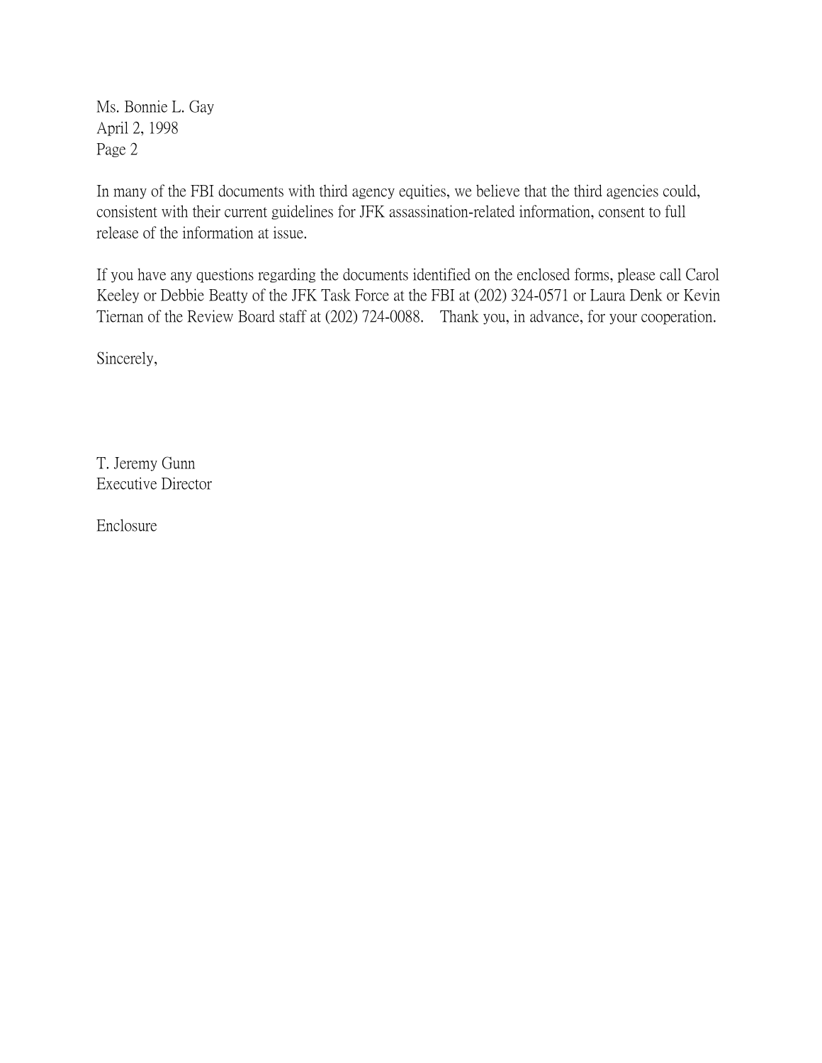In many of the FBI documents with third agency equities, we believe that the third agencies could, consistent with their current guidelines for JFK assassination-related information, consent to full release of the information at issue.

If you have any questions regarding the documents identified on the enclosed forms, please call Carol Keeley or Debbie Beatty of the JFK Task Force at the FBI at (202) 324-0571 or Laura Denk or Kevin Tiernan of the Review Board staff at (202) 724-0088. Thank you, in advance, for your cooperation.

Sincerely,

T. Jeremy Gunn
Executive Director

Enclosure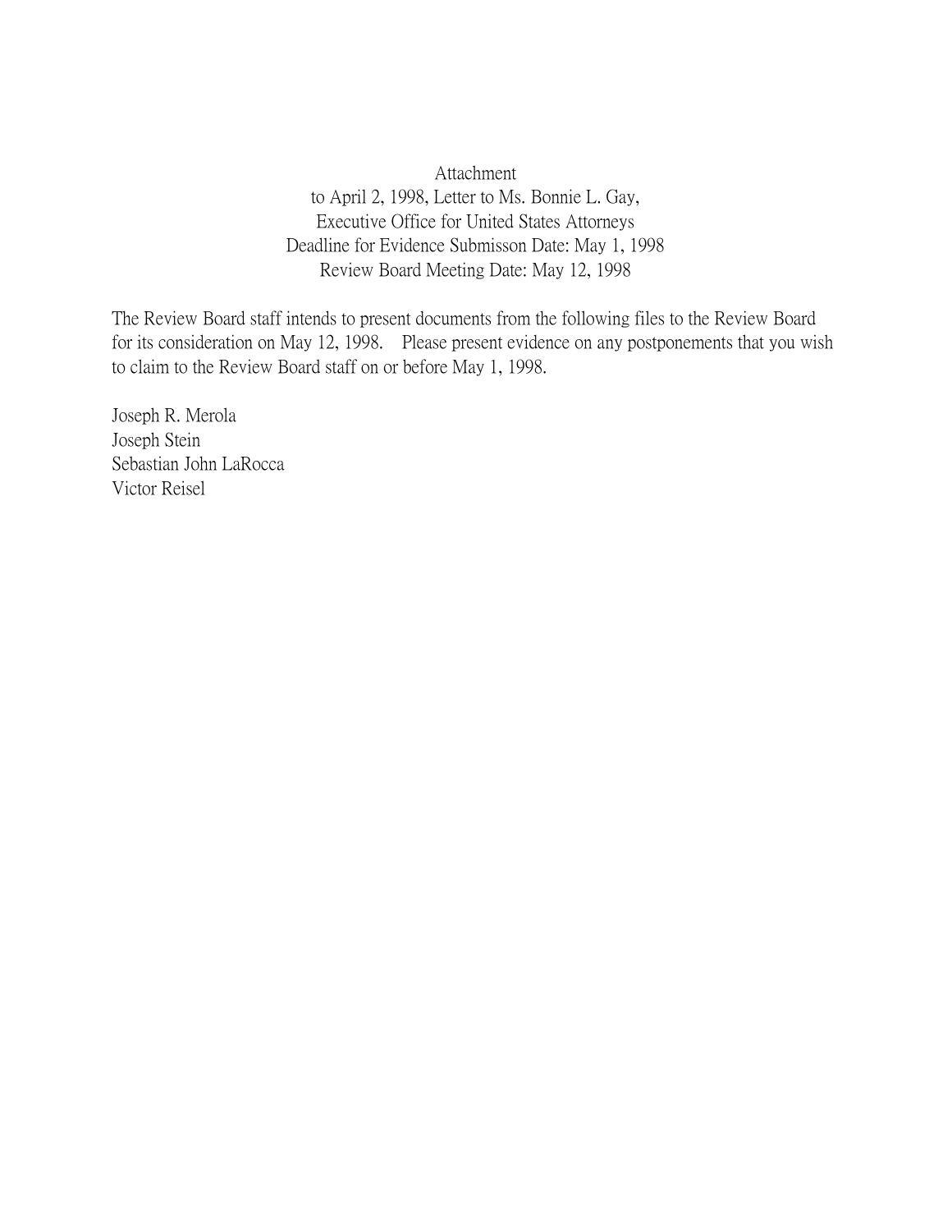Attachment
to April 2, 1998, Letter to Ms. Bonnie L. Gay,
Executive Office for United States Attorneys
Deadline for Evidence Submisson Date: May 1, 1998
Review Board Meeting Date: May 12, 1998

The Review Board staff intends to present documents from the following files to the Review Board for its consideration on May 12, 1998. Please present evidence on any postponements that you wish to claim to the Review Board staff on or before May 1, 1998.

Joseph R. Merola
Joseph Stein
Sebastian John LaRocca
Victor Reisel